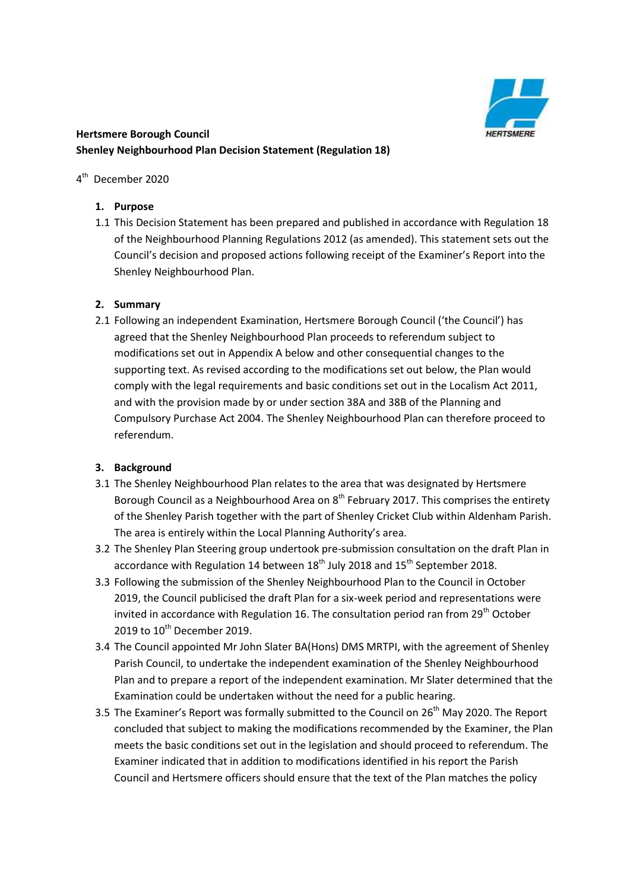**Hertsmere Borough Council**
**Shenley Neighbourhood Plan Decision Statement (Regulation 18)**

4th December 2020

1. **Purpose**

1.1 This Decision Statement has been prepared and published in accordance with Regulation 18 of the Neighbourhood Planning Regulations 2012 (as amended). This statement sets out the Council's decision and proposed actions following receipt of the Examiner's Report into the Shenley Neighbourhood Plan.

2. **Summary**

2.1 Following an independent Examination, Hertsmere Borough Council ('the Council') has agreed that the Shenley Neighbourhood Plan proceeds to referendum subject to modifications set out in Appendix A below and other consequential changes to the supporting text. As revised according to the modifications set out below, the Plan would comply with the legal requirements and basic conditions set out in the Localism Act 2011, and with the provision made by or under section 38A and 38B of the Planning and Compulsory Purchase Act 2004. The Shenley Neighbourhood Plan can therefore proceed to referendum.

3. **Background**

3.1 The Shenley Neighbourhood Plan relates to the area that was designated by Hertsmere Borough Council as a Neighbourhood Area on 8th February 2017. This comprises the entirety of the Shenley Parish together with the part of Shenley Cricket Club within Aldenham Parish. The area is entirely within the Local Planning Authority's area.

3.2 The Shenley Plan Steering group undertook pre-submission consultation on the draft Plan in accordance with Regulation 14 between 18th July 2018 and 15th September 2018.

3.3 Following the submission of the Shenley Neighbourhood Plan to the Council in October 2019, the Council publicised the draft Plan for a six-week period and representations were invited in accordance with Regulation 16. The consultation period ran from 29th October 2019 to 10th December 2019.

3.4 The Council appointed Mr John Slater BA(Hons) DMS MRTPI, with the agreement of Shenley Parish Council, to undertake the independent examination of the Shenley Neighbourhood Plan and to prepare a report of the independent examination. Mr Slater determined that the Examination could be undertaken without the need for a public hearing.

3.5 The Examiner's Report was formally submitted to the Council on 26th May 2020. The Report concluded that subject to making the modifications recommended by the Examiner, the Plan meets the basic conditions set out in the legislation and should proceed to referendum. The Examiner indicated that in addition to modifications identified in his report the Parish Council and Hertsmere officers should ensure that the text of the Plan matches the policy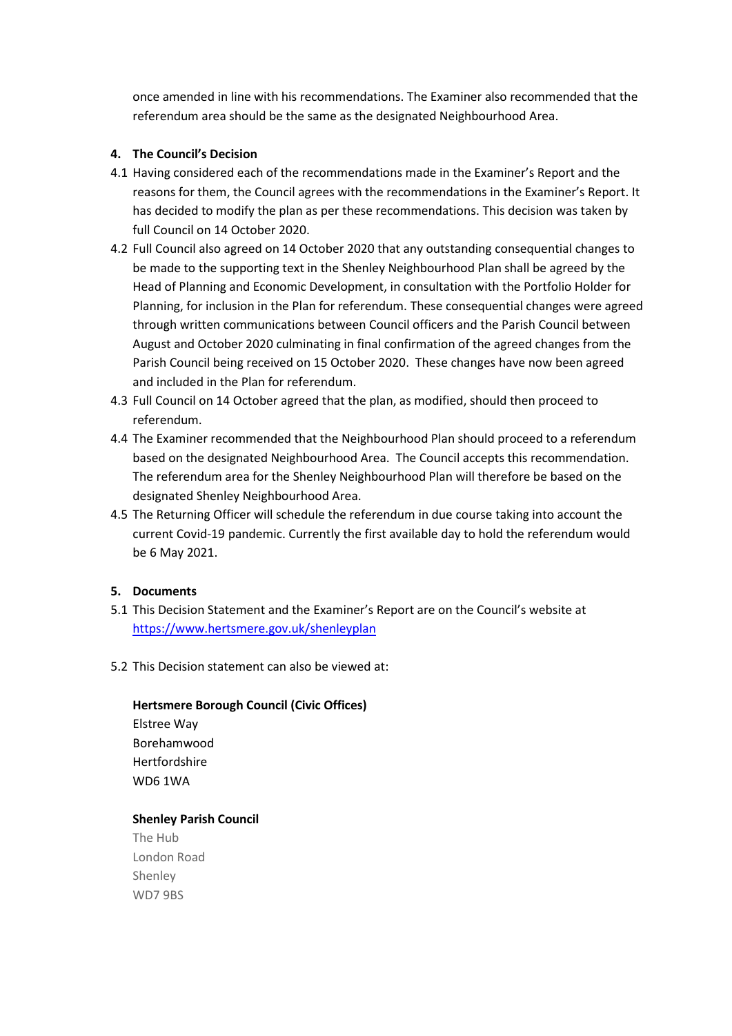once amended in line with his recommendations. The Examiner also recommended that the referendum area should be the same as the designated Neighbourhood Area.

## 4. The Council's Decision

4.1 Having considered each of the recommendations made in the Examiner's Report and the reasons for them, the Council agrees with the recommendations in the Examiner's Report. It has decided to modify the plan as per these recommendations. This decision was taken by full Council on 14 October 2020.

4.2 Full Council also agreed on 14 October 2020 that any outstanding consequential changes to be made to the supporting text in the Shenley Neighbourhood Plan shall be agreed by the Head of Planning and Economic Development, in consultation with the Portfolio Holder for Planning, for inclusion in the Plan for referendum. These consequential changes were agreed through written communications between Council officers and the Parish Council between August and October 2020 culminating in final confirmation of the agreed changes from the Parish Council being received on 15 October 2020. These changes have now been agreed and included in the Plan for referendum.

4.3 Full Council on 14 October agreed that the plan, as modified, should then proceed to referendum.

4.4 The Examiner recommended that the Neighbourhood Plan should proceed to a referendum based on the designated Neighbourhood Area. The Council accepts this recommendation. The referendum area for the Shenley Neighbourhood Plan will therefore be based on the designated Shenley Neighbourhood Area.

4.5 The Returning Officer will schedule the referendum in due course taking into account the current Covid-19 pandemic. Currently the first available day to hold the referendum would be 6 May 2021.

## 5. Documents

5.1 This Decision Statement and the Examiner's Report are on the Council's website at https://www.hertsmere.gov.uk/shenleyplan

5.2 This Decision statement can also be viewed at:

**Hertsmere Borough Council (Civic Offices)**
Elstree Way
Borehamwood
Hertfordshire
WD6 1WA

**Shenley Parish Council**
The Hub
London Road
Shenley
WD7 9BS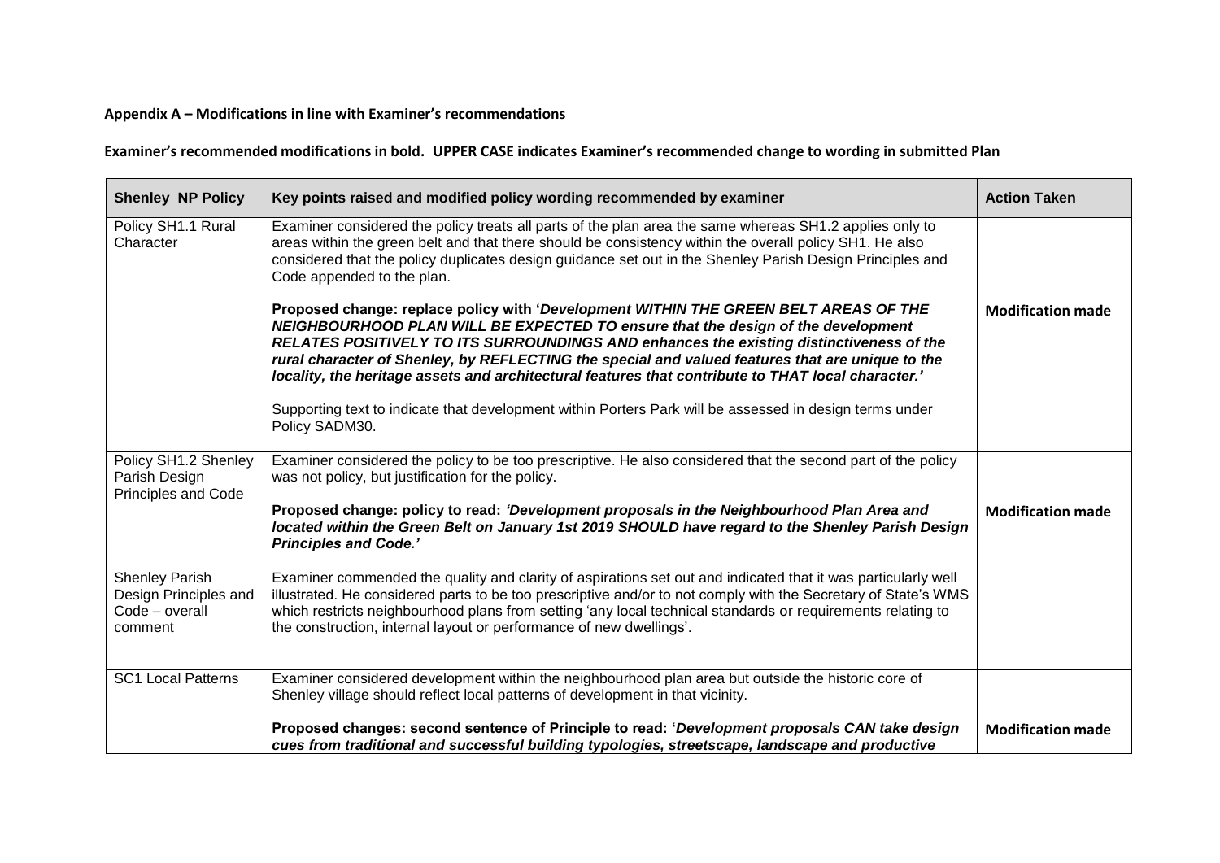**Appendix A – Modifications in line with Examiner's recommendations**

**Examiner's recommended modifications in bold. UPPER CASE indicates Examiner's recommended change to wording in submitted Plan**

| Shenley NP Policy | Key points raised and modified policy wording recommended by examiner | Action Taken |
|---|---|---|
| Policy SH1.1 Rural Character | Examiner considered the policy treats all parts of the plan area the same whereas SH1.2 applies only to areas within the green belt and that there should be consistency within the overall policy SH1. He also considered that the policy duplicates design guidance set out in the Shenley Parish Design Principles and Code appended to the plan.<br><br>**Proposed change: replace policy with '*Development WITHIN THE GREEN BELT AREAS OF THE NEIGHBOURHOOD PLAN WILL BE EXPECTED TO ensure that the design of the development RELATES POSITIVELY TO ITS SURROUNDINGS AND enhances the existing distinctiveness of the rural character of Shenley, by REFLECTING the special and valued features that are unique to the locality, the heritage assets and architectural features that contribute to THAT local character.*'**<br><br>Supporting text to indicate that development within Porters Park will be assessed in design terms under Policy SADM30. | **Modification made** |
| Policy SH1.2 Shenley Parish Design Principles and Code | Examiner considered the policy to be too prescriptive. He also considered that the second part of the policy was not policy, but justification for the policy.<br><br>**Proposed change: policy to read: *'Development proposals in the Neighbourhood Plan Area and located within the Green Belt on January 1st 2019 SHOULD have regard to the Shenley Parish Design Principles and Code.'*** | **Modification made** |
| Shenley Parish Design Principles and Code – overall comment | Examiner commended the quality and clarity of aspirations set out and indicated that it was particularly well illustrated. He considered parts to be too prescriptive and/or to not comply with the Secretary of State's WMS which restricts neighbourhood plans from setting 'any local technical standards or requirements relating to the construction, internal layout or performance of new dwellings'. | |
| SC1 Local Patterns | Examiner considered development within the neighbourhood plan area but outside the historic core of Shenley village should reflect local patterns of development in that vicinity.<br><br>**Proposed changes: second sentence of Principle to read: '*Development proposals CAN take design cues from traditional and successful building typologies, streetscape, landscape and productive*** | **Modification made** |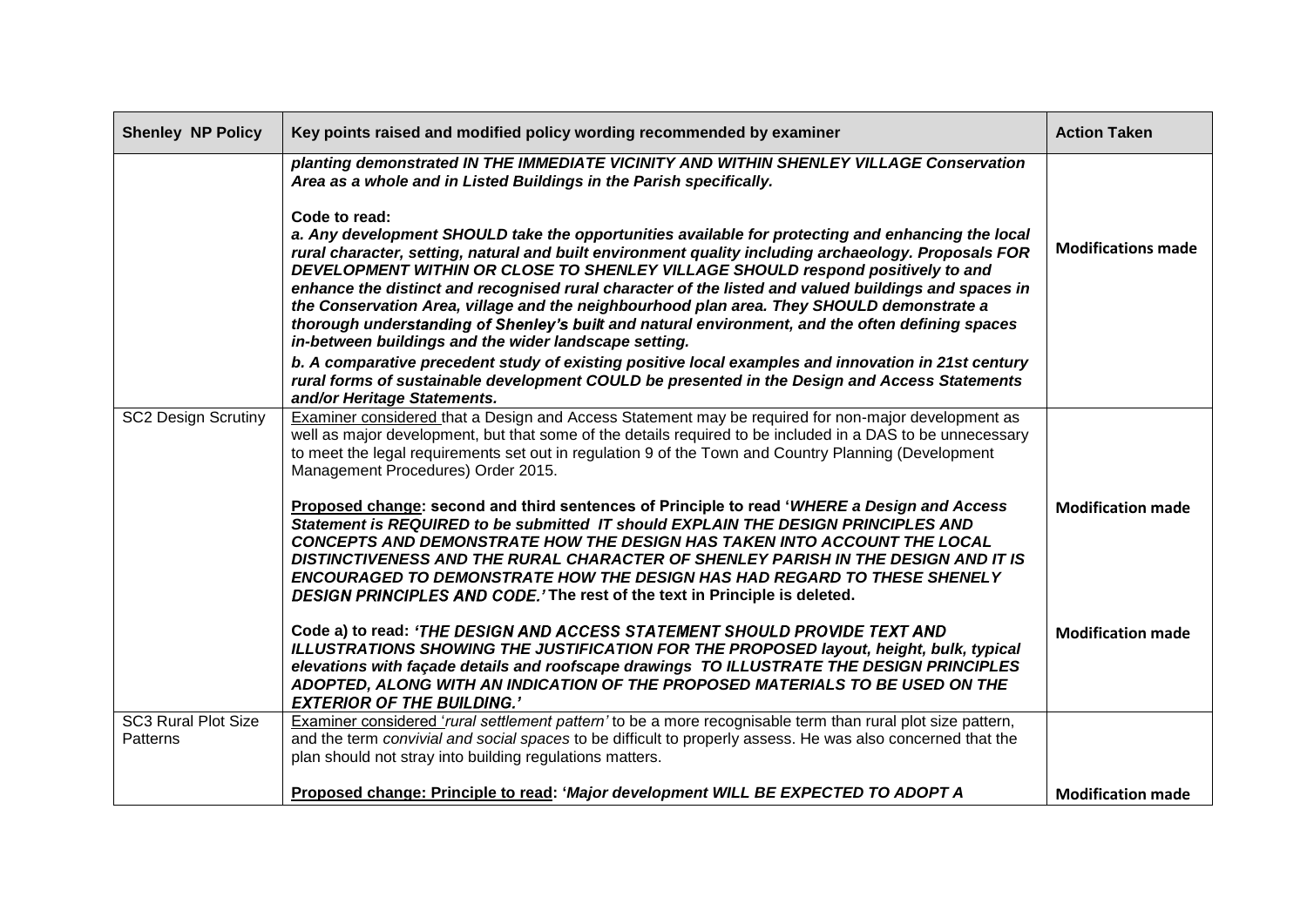| Shenley NP Policy | Key points raised and modified policy wording recommended by examiner | Action Taken |
|---|---|---|
| | ***planting demonstrated IN THE IMMEDIATE VICINITY AND WITHIN SHENLEY VILLAGE Conservation Area as a whole and in Listed Buildings in the Parish specifically.***<br><br>**Code to read:**<br>***a. Any development SHOULD take the opportunities available for protecting and enhancing the local rural character, setting, natural and built environment quality including archaeology. Proposals FOR DEVELOPMENT WITHIN OR CLOSE TO SHENLEY VILLAGE SHOULD respond positively to and enhance the distinct and recognised rural character of the listed and valued buildings and spaces in the Conservation Area, village and the neighbourhood plan area. They SHOULD demonstrate a thorough understanding of Shenley's built and natural environment, and the often defining spaces in-between buildings and the wider landscape setting.***<br>***b. A comparative precedent study of existing positive local examples and innovation in 21st century rural forms of sustainable development COULD be presented in the Design and Access Statements and/or Heritage Statements.*** | **Modifications made** |
| SC2 Design Scrutiny | Examiner considered that a Design and Access Statement may be required for non-major development as well as major development, but that some of the details required to be included in a DAS to be unnecessary to meet the legal requirements set out in regulation 9 of the Town and Country Planning (Development Management Procedures) Order 2015.<br><br>**Proposed change: second and third sentences of Principle to read '*WHERE a Design and Access Statement is REQUIRED to be submitted IT should EXPLAIN THE DESIGN PRINCIPLES AND CONCEPTS AND DEMONSTRATE HOW THE DESIGN HAS TAKEN INTO ACCOUNT THE LOCAL DISTINCTIVENESS AND THE RURAL CHARACTER OF SHENLEY PARISH IN THE DESIGN AND IT IS ENCOURAGED TO DEMONSTRATE HOW THE DESIGN HAS HAD REGARD TO THESE SHENELY DESIGN PRINCIPLES AND CODE.'* The rest of the text in Principle is deleted.**<br><br>**Code a) to read: *'THE DESIGN AND ACCESS STATEMENT SHOULD PROVIDE TEXT AND ILLUSTRATIONS SHOWING THE JUSTIFICATION FOR THE PROPOSED layout, height, bulk, typical elevations with façade details and roofscape drawings TO ILLUSTRATE THE DESIGN PRINCIPLES ADOPTED, ALONG WITH AN INDICATION OF THE PROPOSED MATERIALS TO BE USED ON THE EXTERIOR OF THE BUILDING.'*** | **Modification made**<br><br>**Modification made** |
| SC3 Rural Plot Size Patterns | Examiner considered '*rural settlement pattern'* to be a more recognisable term than rural plot size pattern, and the term *convivial and social spaces* to be difficult to properly assess. He was also concerned that the plan should not stray into building regulations matters.<br><br>**Proposed change: Principle to read: '*Major development WILL BE EXPECTED TO ADOPT A*** | **Modification made** |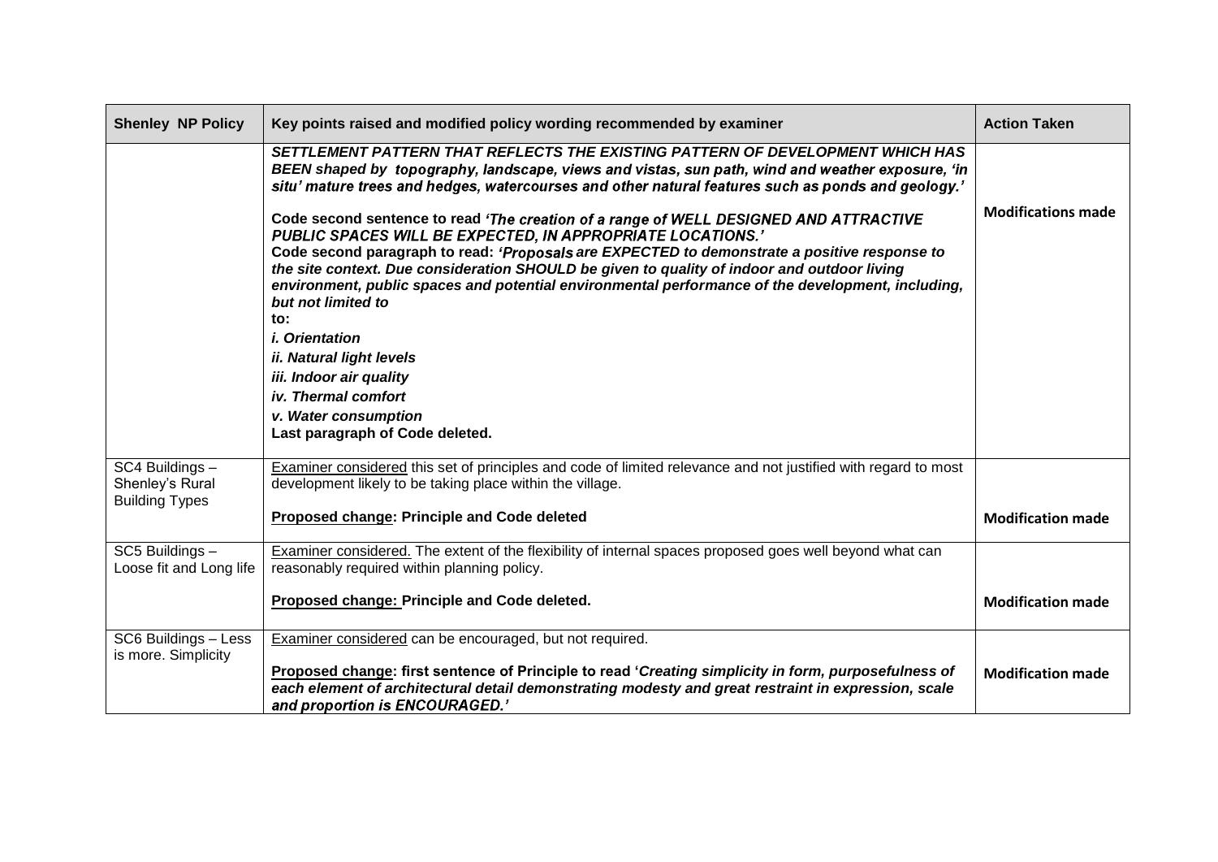| Shenley NP Policy | Key points raised and modified policy wording recommended by examiner | Action Taken |
|---|---|---|
| | ***SETTLEMENT PATTERN THAT REFLECTS THE EXISTING PATTERN OF DEVELOPMENT WHICH HAS BEEN shaped by topography, landscape, views and vistas, sun path, wind and weather exposure, 'in situ' mature trees and hedges, watercourses and other natural features such as ponds and geology.'***<br><br>**Code second sentence to read *'The creation of a range of WELL DESIGNED AND ATTRACTIVE PUBLIC SPACES WILL BE EXPECTED, IN APPROPRIATE LOCATIONS.'***<br>**Code second paragraph to read: *'Proposals are EXPECTED to demonstrate a positive response to the site context. Due consideration SHOULD be given to quality of indoor and outdoor living environment, public spaces and potential environmental performance of the development, including, but not limited to* to:**<br>***i. Orientation***<br>***ii. Natural light levels***<br>***iii. Indoor air quality***<br>***iv. Thermal comfort***<br>***v. Water consumption***<br>**Last paragraph of Code deleted.** | **Modifications made** |
| SC4 Buildings – Shenley's Rural Building Types | Examiner considered this set of principles and code of limited relevance and not justified with regard to most development likely to be taking place within the village.<br><br>**Proposed change: Principle and Code deleted** | **Modification made** |
| SC5 Buildings – Loose fit and Long life | Examiner considered. The extent of the flexibility of internal spaces proposed goes well beyond what can reasonably required within planning policy.<br><br>**Proposed change: Principle and Code deleted.** | **Modification made** |
| SC6 Buildings – Less is more. Simplicity | Examiner considered can be encouraged, but not required.<br><br>**Proposed change: first sentence of Principle to read '*Creating simplicity in form, purposefulness of each element of architectural detail demonstrating modesty and great restraint in expression, scale and proportion is ENCOURAGED.'*** | **Modification made** |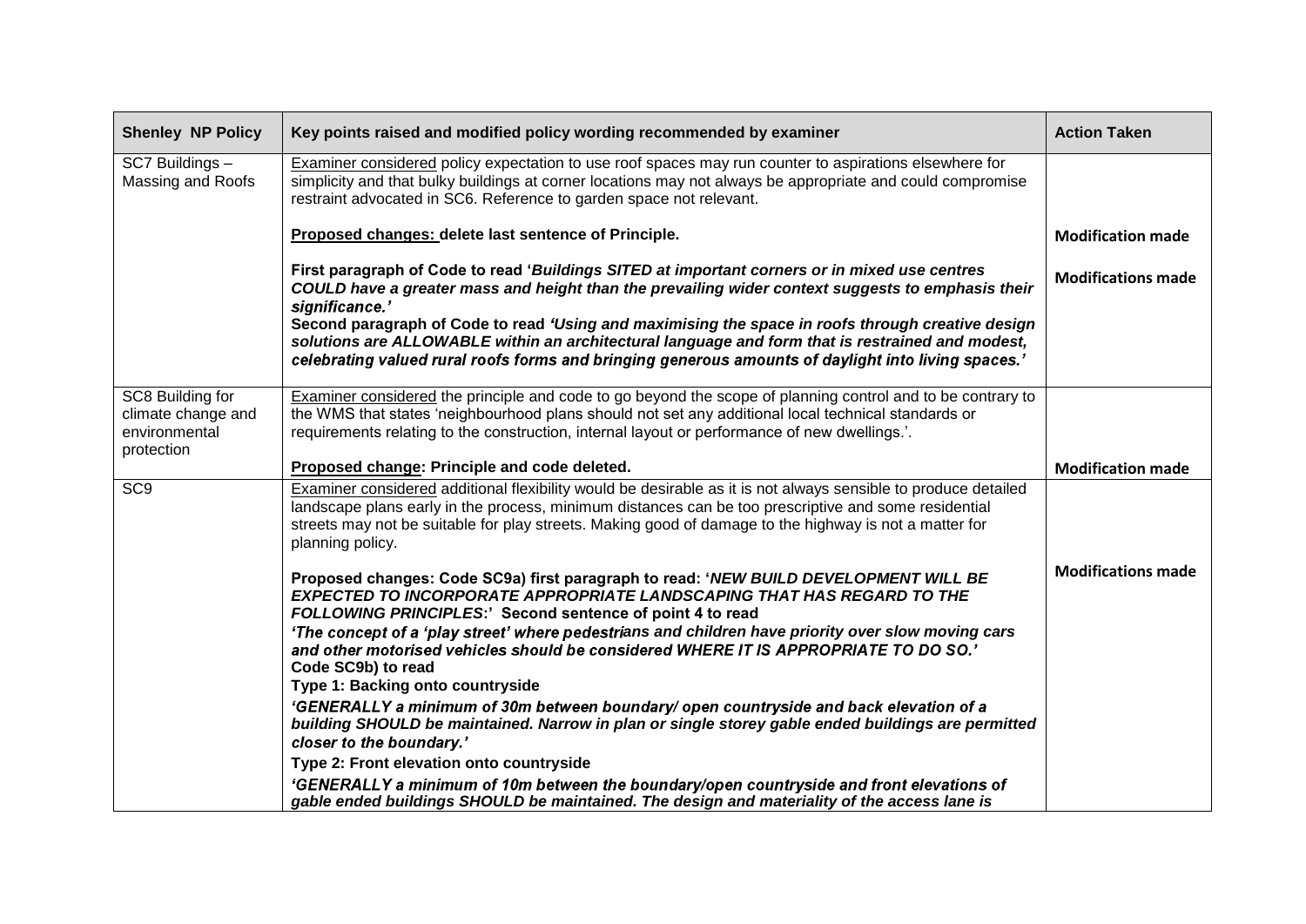| Shenley NP Policy | Key points raised and modified policy wording recommended by examiner | Action Taken |
|---|---|---|
| SC7 Buildings – Massing and Roofs | Examiner considered policy expectation to use roof spaces may run counter to aspirations elsewhere for simplicity and that bulky buildings at corner locations may not always be appropriate and could compromise restraint advocated in SC6. Reference to garden space not relevant.<br><br>**Proposed changes: delete last sentence of Principle.**<br><br>**First paragraph of Code to read '*Buildings SITED at important corners or in mixed use centres COULD have a greater mass and height than the prevailing wider context suggests to emphasis their significance.'***<br>**Second paragraph of Code to read *'Using and maximising the space in roofs through creative design solutions are ALLOWABLE within an architectural language and form that is restrained and modest, celebrating valued rural roofs forms and bringing generous amounts of daylight into living spaces.'*** | **Modification made**<br><br>**Modifications made** |
| SC8 Building for climate change and environmental protection | Examiner considered the principle and code to go beyond the scope of planning control and to be contrary to the WMS that states 'neighbourhood plans should not set any additional local technical standards or requirements relating to the construction, internal layout or performance of new dwellings.'.<br><br>**Proposed change: Principle and code deleted.** | **Modification made** |
| SC9 | Examiner considered additional flexibility would be desirable as it is not always sensible to produce detailed landscape plans early in the process, minimum distances can be too prescriptive and some residential streets may not be suitable for play streets. Making good of damage to the highway is not a matter for planning policy.<br><br>**Proposed changes: Code SC9a) first paragraph to read: '*NEW BUILD DEVELOPMENT WILL BE EXPECTED TO INCORPORATE APPROPRIATE LANDSCAPING THAT HAS REGARD TO THE FOLLOWING PRINCIPLES*:' Second sentence of point 4 to read**<br>***'The concept of a 'play street' where pedestrians and children have priority over slow moving cars and other motorised vehicles should be considered WHERE IT IS APPROPRIATE TO DO SO.'***<br>**Code SC9b) to read**<br>**Type 1: Backing onto countryside**<br>***'GENERALLY a minimum of 30m between boundary/ open countryside and back elevation of a building SHOULD be maintained. Narrow in plan or single storey gable ended buildings are permitted closer to the boundary.'***<br>**Type 2: Front elevation onto countryside**<br>***'GENERALLY a minimum of 10m between the boundary/open countryside and front elevations of gable ended buildings SHOULD be maintained. The design and materiality of the access lane is*** | **Modifications made** |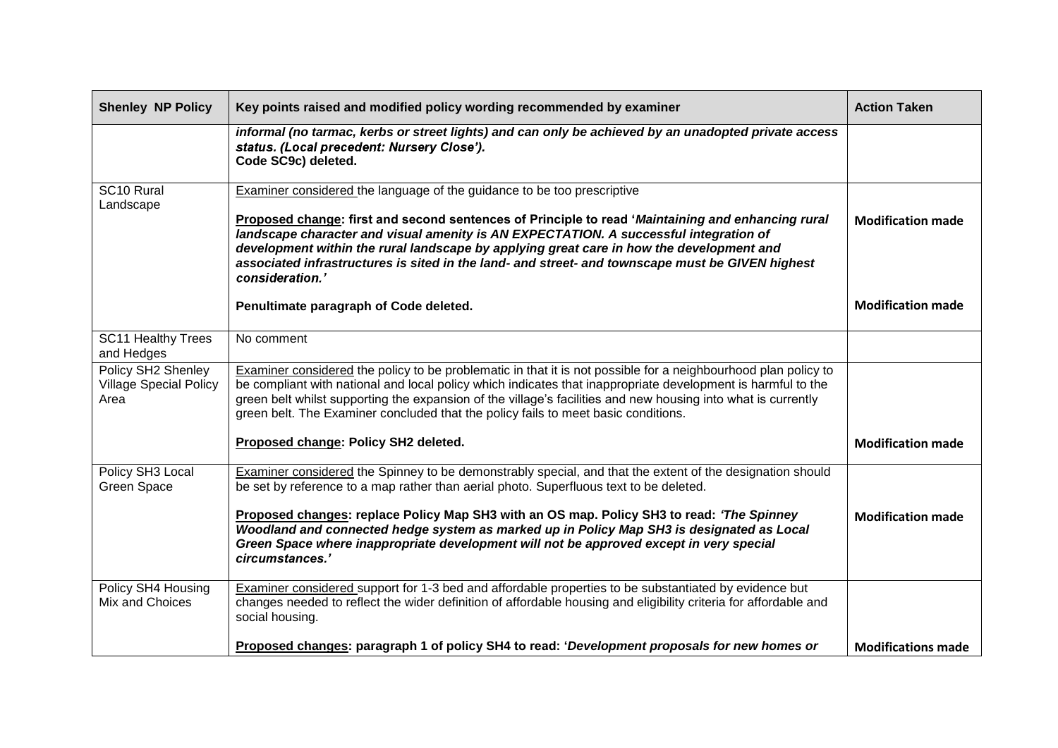| Shenley NP Policy | Key points raised and modified policy wording recommended by examiner | Action Taken |
|---|---|---|
| | ***informal (no tarmac, kerbs or street lights) and can only be achieved by an unadopted private access status. (Local precedent: Nursery Close').*** **Code SC9c) deleted.** | |
| SC10 Rural Landscape | Examiner considered the language of the guidance to be too prescriptive<br><br>**Proposed change: first and second sentences of Principle to read '*Maintaining and enhancing rural landscape character and visual amenity is AN EXPECTATION. A successful integration of development within the rural landscape by applying great care in how the development and associated infrastructures is sited in the land- and street- and townscape must be GIVEN highest consideration.*'** | **Modification made** |
| | **Penultimate paragraph of Code deleted.** | **Modification made** |
| SC11 Healthy Trees and Hedges | No comment | |
| Policy SH2 Shenley Village Special Policy Area | Examiner considered the policy to be problematic in that it is not possible for a neighbourhood plan policy to be compliant with national and local policy which indicates that inappropriate development is harmful to the green belt whilst supporting the expansion of the village's facilities and new housing into what is currently green belt. The Examiner concluded that the policy fails to meet basic conditions.<br><br>**Proposed change: Policy SH2 deleted.** | **Modification made** |
| Policy SH3 Local Green Space | Examiner considered the Spinney to be demonstrably special, and that the extent of the designation should be set by reference to a map rather than aerial photo. Superfluous text to be deleted.<br><br>**Proposed changes: replace Policy Map SH3 with an OS map. Policy SH3 to read: *'The Spinney Woodland and connected hedge system as marked up in Policy Map SH3 is designated as Local Green Space where inappropriate development will not be approved except in very special circumstances.'*** | **Modification made** |
| Policy SH4 Housing Mix and Choices | Examiner considered support for 1-3 bed and affordable properties to be substantiated by evidence but changes needed to reflect the wider definition of affordable housing and eligibility criteria for affordable and social housing.<br><br>**Proposed changes: paragraph 1 of policy SH4 to read: '*Development proposals for new homes or*** | **Modifications made** |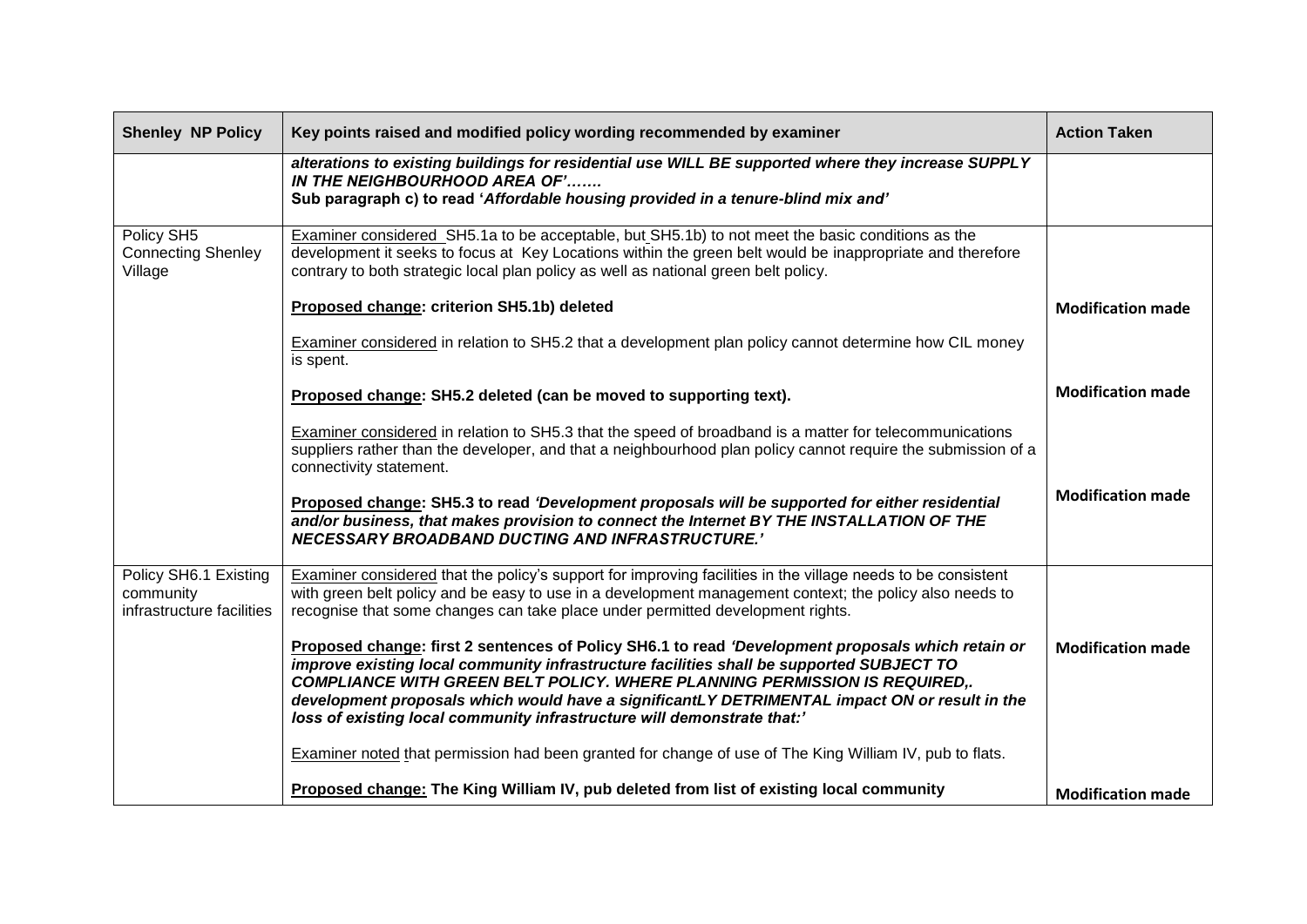| Shenley NP Policy | Key points raised and modified policy wording recommended by examiner | Action Taken |
|---|---|---|
| | ***alterations to existing buildings for residential use WILL BE supported where they increase SUPPLY IN THE NEIGHBOURHOOD AREA OF'…….*** <br> **Sub paragraph c) to read '*Affordable housing provided in a tenure-blind mix and'*** | |
| Policy SH5 Connecting Shenley Village | Examiner considered SH5.1a to be acceptable, but SH5.1b) to not meet the basic conditions as the development it seeks to focus at Key Locations within the green belt would be inappropriate and therefore contrary to both strategic local plan policy as well as national green belt policy. <br><br> **Proposed change: criterion SH5.1b) deleted** <br><br> Examiner considered in relation to SH5.2 that a development plan policy cannot determine how CIL money is spent. <br><br> **Proposed change: SH5.2 deleted (can be moved to supporting text).** <br><br> Examiner considered in relation to SH5.3 that the speed of broadband is a matter for telecommunications suppliers rather than the developer, and that a neighbourhood plan policy cannot require the submission of a connectivity statement. <br><br> **Proposed change: SH5.3 to read *'Development proposals will be supported for either residential and/or business, that makes provision to connect the Internet BY THE INSTALLATION OF THE NECESSARY BROADBAND DUCTING AND INFRASTRUCTURE.'*** | **Modification made** <br><br> **Modification made** <br><br> **Modification made** |
| Policy SH6.1 Existing community infrastructure facilities | Examiner considered that the policy's support for improving facilities in the village needs to be consistent with green belt policy and be easy to use in a development management context; the policy also needs to recognise that some changes can take place under permitted development rights. <br><br> **Proposed change: first 2 sentences of Policy SH6.1 to read *'Development proposals which retain or improve existing local community infrastructure facilities shall be supported SUBJECT TO COMPLIANCE WITH GREEN BELT POLICY. WHERE PLANNING PERMISSION IS REQUIRED,. development proposals which would have a significantLY DETRIMENTAL impact ON or result in the loss of existing local community infrastructure will demonstrate that:'*** <br><br> Examiner noted that permission had been granted for change of use of The King William IV, pub to flats. <br><br> **Proposed change: The King William IV, pub deleted from list of existing local community** | **Modification made** <br><br> **Modification made** |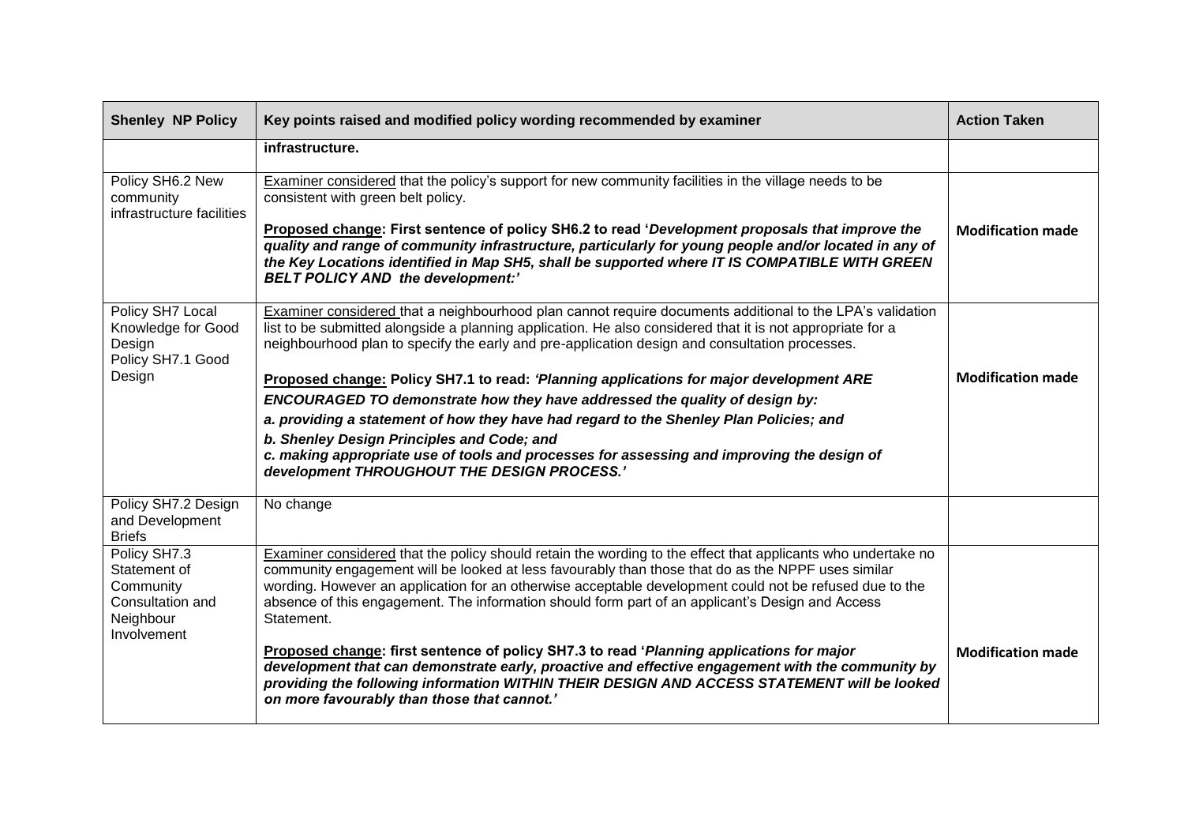| Shenley NP Policy | Key points raised and modified policy wording recommended by examiner | Action Taken |
|---|---|---|
| | **infrastructure.** | |
| Policy SH6.2 New community infrastructure facilities | Examiner considered that the policy's support for new community facilities in the village needs to be consistent with green belt policy.<br><br>**Proposed change: First sentence of policy SH6.2 to read '*Development proposals that improve the quality and range of community infrastructure, particularly for young people and/or located in any of the Key Locations identified in Map SH5, shall be supported where IT IS COMPATIBLE WITH GREEN BELT POLICY AND the development:'*** | **Modification made** |
| Policy SH7 Local Knowledge for Good Design<br>Policy SH7.1 Good Design | Examiner considered that a neighbourhood plan cannot require documents additional to the LPA's validation list to be submitted alongside a planning application. He also considered that it is not appropriate for a neighbourhood plan to specify the early and pre-application design and consultation processes.<br><br>**Proposed change: Policy SH7.1 to read: *'Planning applications for major development ARE ENCOURAGED TO demonstrate how they have addressed the quality of design by:*<br>*a. providing a statement of how they have had regard to the Shenley Plan Policies; and*<br>*b. Shenley Design Principles and Code; and*<br>*c. making appropriate use of tools and processes for assessing and improving the design of development THROUGHOUT THE DESIGN PROCESS.'*** | **Modification made** |
| Policy SH7.2 Design and Development Briefs | No change | |
| Policy SH7.3 Statement of Community Consultation and Neighbour Involvement | Examiner considered that the policy should retain the wording to the effect that applicants who undertake no community engagement will be looked at less favourably than those that do as the NPPF uses similar wording. However an application for an otherwise acceptable development could not be refused due to the absence of this engagement. The information should form part of an applicant's Design and Access Statement.<br><br>**Proposed change: first sentence of policy SH7.3 to read '*Planning applications for major development that can demonstrate early, proactive and effective engagement with the community by providing the following information WITHIN THEIR DESIGN AND ACCESS STATEMENT will be looked on more favourably than those that cannot.'*** | **Modification made** |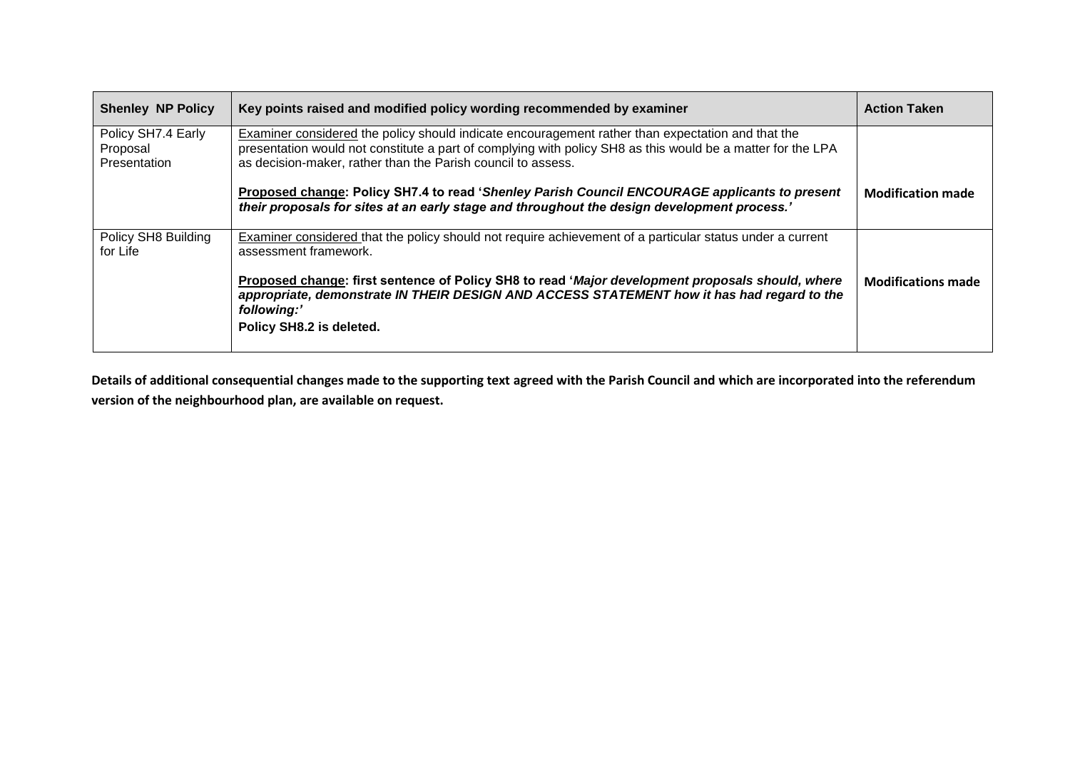| Shenley NP Policy | Key points raised and modified policy wording recommended by examiner | Action Taken |
|---|---|---|
| Policy SH7.4 Early Proposal Presentation | Examiner considered the policy should indicate encouragement rather than expectation and that the presentation would not constitute a part of complying with policy SH8 as this would be a matter for the LPA as decision-maker, rather than the Parish council to assess.<br><br>**Proposed change: Policy SH7.4 to read '*Shenley Parish Council ENCOURAGE applicants to present their proposals for sites at an early stage and throughout the design development process.'*** | **Modification made** |
| Policy SH8 Building for Life | Examiner considered that the policy should not require achievement of a particular status under a current assessment framework.<br><br>**Proposed change: first sentence of Policy SH8 to read '*Major development proposals should, where appropriate, demonstrate IN THEIR DESIGN AND ACCESS STATEMENT how it has had regard to the following:'***<br>**Policy SH8.2 is deleted.** | **Modifications made** |

**Details of additional consequential changes made to the supporting text agreed with the Parish Council and which are incorporated into the referendum version of the neighbourhood plan, are available on request.**